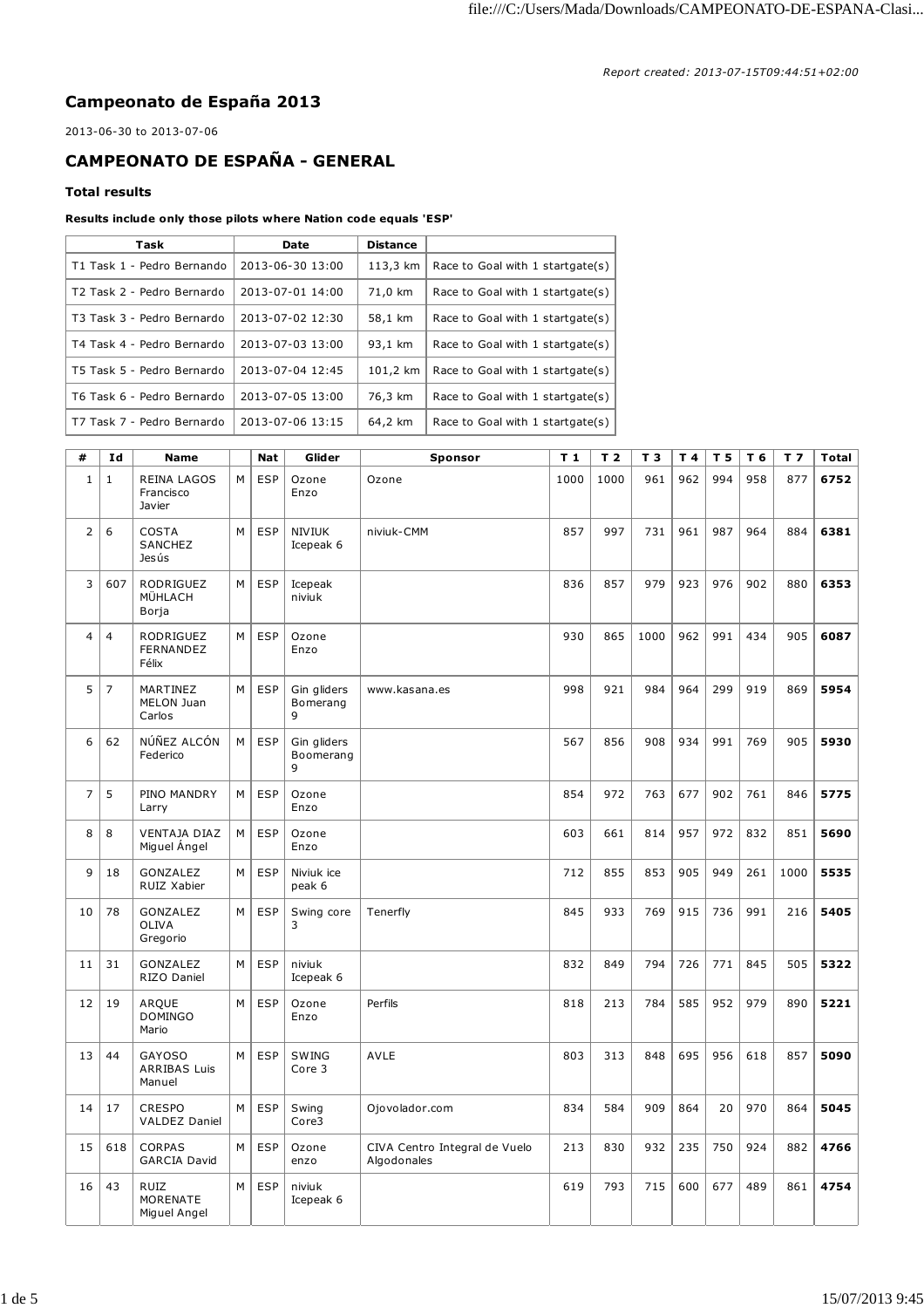*Report created: 2013-07-15T09:44:51+02:00*

# Campeonato de España 2013

2013-06-30 to 2013-07-06

## CAMPEONATO DE ESPAÑA - GENERAL

### Total results

**Results include only those pilots where Nation code equals 'ESP'**

| Task | Date | Distance | |
|---|---|---|---|
| T1 Task 1 - Pedro Bernando | 2013-06-30 13:00 | 113,3 km | Race to Goal with 1 startgate(s) |
| T2 Task 2 - Pedro Bernardo | 2013-07-01 14:00 | 71,0 km | Race to Goal with 1 startgate(s) |
| T3 Task 3 - Pedro Bernardo | 2013-07-02 12:30 | 58,1 km | Race to Goal with 1 startgate(s) |
| T4 Task 4 - Pedro Bernardo | 2013-07-03 13:00 | 93,1 km | Race to Goal with 1 startgate(s) |
| T5 Task 5 - Pedro Bernardo | 2013-07-04 12:45 | 101,2 km | Race to Goal with 1 startgate(s) |
| T6 Task 6 - Pedro Bernardo | 2013-07-05 13:00 | 76,3 km | Race to Goal with 1 startgate(s) |
| T7 Task 7 - Pedro Bernardo | 2013-07-06 13:15 | 64,2 km | Race to Goal with 1 startgate(s) |

| # | Id | Name | | Nat | Glider | Sponsor | T 1 | T 2 | T 3 | T 4 | T 5 | T 6 | T 7 | Total |
|---|---|---|---|---|---|---|---|---|---|---|---|---|---|---|
| 1 | 1 | REINA LAGOS Francisco Javier | M | ESP | Ozone Enzo | Ozone | 1000 | 1000 | 961 | 962 | 994 | 958 | 877 | **6752** |
| 2 | 6 | COSTA SANCHEZ Jesús | M | ESP | NIVIUK Icepeak 6 | niviuk-CMM | 857 | 997 | 731 | 961 | 987 | 964 | 884 | **6381** |
| 3 | 607 | RODRIGUEZ MÜHLACH Borja | M | ESP | Icepeak niviuk | | 836 | 857 | 979 | 923 | 976 | 902 | 880 | **6353** |
| 4 | 4 | RODRIGUEZ FERNANDEZ Félix | M | ESP | Ozone Enzo | | 930 | 865 | 1000 | 962 | 991 | 434 | 905 | **6087** |
| 5 | 7 | MARTINEZ MELON Juan Carlos | M | ESP | Gin gliders Bomerang 9 | www.kasana.es | 998 | 921 | 984 | 964 | 299 | 919 | 869 | **5954** |
| 6 | 62 | NÚÑEZ ALCÓN Federico | M | ESP | Gin gliders Boomerang 9 | | 567 | 856 | 908 | 934 | 991 | 769 | 905 | **5930** |
| 7 | 5 | PINO MANDRY Larry | M | ESP | Ozone Enzo | | 854 | 972 | 763 | 677 | 902 | 761 | 846 | **5775** |
| 8 | 8 | VENTAJA DIAZ Miguel Ángel | M | ESP | Ozone Enzo | | 603 | 661 | 814 | 957 | 972 | 832 | 851 | **5690** |
| 9 | 18 | GONZALEZ RUIZ Xabier | M | ESP | Niviuk ice peak 6 | | 712 | 855 | 853 | 905 | 949 | 261 | 1000 | **5535** |
| 10 | 78 | GONZALEZ OLIVA Gregorio | M | ESP | Swing core 3 | Tenerfly | 845 | 933 | 769 | 915 | 736 | 991 | 216 | **5405** |
| 11 | 31 | GONZALEZ RIZO Daniel | M | ESP | niviuk Icepeak 6 | | 832 | 849 | 794 | 726 | 771 | 845 | 505 | **5322** |
| 12 | 19 | ARQUE DOMINGO Mario | M | ESP | Ozone Enzo | Perfils | 818 | 213 | 784 | 585 | 952 | 979 | 890 | **5221** |
| 13 | 44 | GAYOSO ARRIBAS Luis Manuel | M | ESP | SWING Core 3 | AVLE | 803 | 313 | 848 | 695 | 956 | 618 | 857 | **5090** |
| 14 | 17 | CRESPO VALDEZ Daniel | M | ESP | Swing Core3 | Ojovolador.com | 834 | 584 | 909 | 864 | 20 | 970 | 864 | **5045** |
| 15 | 618 | CORPAS GARCIA David | M | ESP | Ozone enzo | CIVA Centro Integral de Vuelo Algodonales | 213 | 830 | 932 | 235 | 750 | 924 | 882 | **4766** |
| 16 | 43 | RUIZ MORENATE Miguel Angel | M | ESP | niviuk Icepeak 6 | | 619 | 793 | 715 | 600 | 677 | 489 | 861 | **4754** |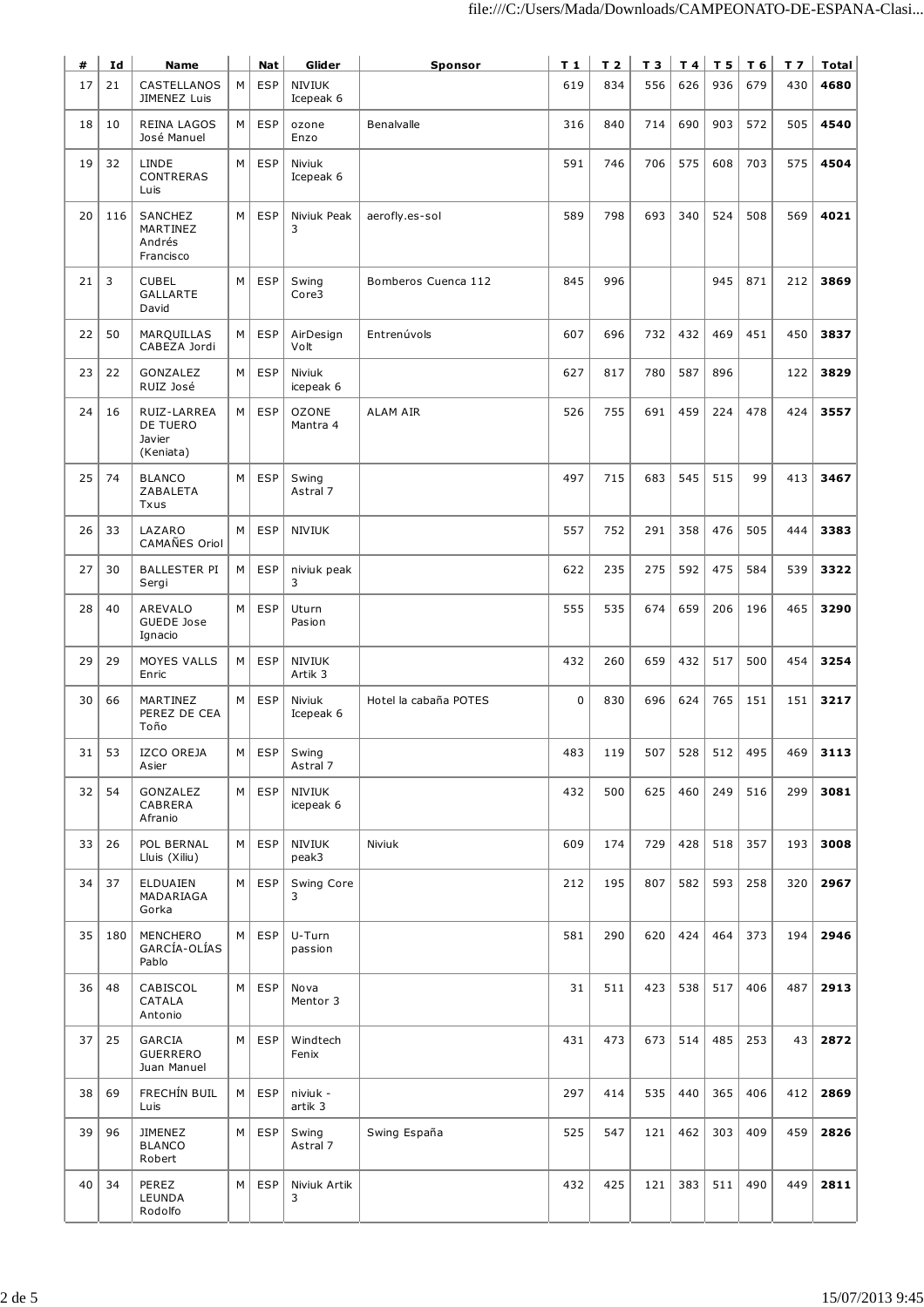| # | Id | Name | | Nat | Glider | Sponsor | T 1 | T 2 | T 3 | T 4 | T 5 | T 6 | T 7 | Total |
|---|---|---|---|---|---|---|---|---|---|---|---|---|---|---|
| 17 | 21 | CASTELLANOS JIMENEZ Luis | M | ESP | NIVIUK Icepeak 6 | | 619 | 834 | 556 | 626 | 936 | 679 | 430 | **4680** |
| 18 | 10 | REINA LAGOS José Manuel | M | ESP | ozone Enzo | Benalvalle | 316 | 840 | 714 | 690 | 903 | 572 | 505 | **4540** |
| 19 | 32 | LINDE CONTRERAS Luis | M | ESP | Niviuk Icepeak 6 | | 591 | 746 | 706 | 575 | 608 | 703 | 575 | **4504** |
| 20 | 116 | SANCHEZ MARTINEZ Andrés Francisco | M | ESP | Niviuk Peak 3 | aerofly.es-sol | 589 | 798 | 693 | 340 | 524 | 508 | 569 | **4021** |
| 21 | 3 | CUBEL GALLARTE David | M | ESP | Swing Core3 | Bomberos Cuenca 112 | 845 | 996 | | | 945 | 871 | 212 | **3869** |
| 22 | 50 | MARQUILLAS CABEZA Jordi | M | ESP | AirDesign Volt | Entrenúvols | 607 | 696 | 732 | 432 | 469 | 451 | 450 | **3837** |
| 23 | 22 | GONZALEZ RUIZ José | M | ESP | Niviuk icepeak 6 | | 627 | 817 | 780 | 587 | 896 | | 122 | **3829** |
| 24 | 16 | RUIZ-LARREA DE TUERO Javier (Keniata) | M | ESP | OZONE Mantra 4 | ALAM AIR | 526 | 755 | 691 | 459 | 224 | 478 | 424 | **3557** |
| 25 | 74 | BLANCO ZABALETA Txus | M | ESP | Swing Astral 7 | | 497 | 715 | 683 | 545 | 515 | 99 | 413 | **3467** |
| 26 | 33 | LAZARO CAMAÑES Oriol | M | ESP | NIVIUK | | 557 | 752 | 291 | 358 | 476 | 505 | 444 | **3383** |
| 27 | 30 | BALLESTER PI Sergi | M | ESP | niviuk peak 3 | | 622 | 235 | 275 | 592 | 475 | 584 | 539 | **3322** |
| 28 | 40 | AREVALO GUEDE Jose Ignacio | M | ESP | Uturn Pasion | | 555 | 535 | 674 | 659 | 206 | 196 | 465 | **3290** |
| 29 | 29 | MOYES VALLS Enric | M | ESP | NIVIUK Artik 3 | | 432 | 260 | 659 | 432 | 517 | 500 | 454 | **3254** |
| 30 | 66 | MARTINEZ PEREZ DE CEA Toño | M | ESP | Niviuk Icepeak 6 | Hotel la cabaña POTES | 0 | 830 | 696 | 624 | 765 | 151 | 151 | **3217** |
| 31 | 53 | IZCO OREJA Asier | M | ESP | Swing Astral 7 | | 483 | 119 | 507 | 528 | 512 | 495 | 469 | **3113** |
| 32 | 54 | GONZALEZ CABRERA Afranio | M | ESP | NIVIUK icepeak 6 | | 432 | 500 | 625 | 460 | 249 | 516 | 299 | **3081** |
| 33 | 26 | POL BERNAL Lluis (Xiliu) | M | ESP | NIVIUK peak3 | Niviuk | 609 | 174 | 729 | 428 | 518 | 357 | 193 | **3008** |
| 34 | 37 | ELDUAIEN MADARIAGA Gorka | M | ESP | Swing Core 3 | | 212 | 195 | 807 | 582 | 593 | 258 | 320 | **2967** |
| 35 | 180 | MENCHERO GARCÍA-OLÍAS Pablo | M | ESP | U-Turn passion | | 581 | 290 | 620 | 424 | 464 | 373 | 194 | **2946** |
| 36 | 48 | CABISCOL CATALA Antonio | M | ESP | Nova Mentor 3 | | 31 | 511 | 423 | 538 | 517 | 406 | 487 | **2913** |
| 37 | 25 | GARCIA GUERRERO Juan Manuel | M | ESP | Windtech Fenix | | 431 | 473 | 673 | 514 | 485 | 253 | 43 | **2872** |
| 38 | 69 | FRECHÍN BUIL Luis | M | ESP | niviuk - artik 3 | | 297 | 414 | 535 | 440 | 365 | 406 | 412 | **2869** |
| 39 | 96 | JIMENEZ BLANCO Robert | M | ESP | Swing Astral 7 | Swing España | 525 | 547 | 121 | 462 | 303 | 409 | 459 | **2826** |
| 40 | 34 | PEREZ LEUNDA Rodolfo | M | ESP | Niviuk Artik 3 | | 432 | 425 | 121 | 383 | 511 | 490 | 449 | **2811** |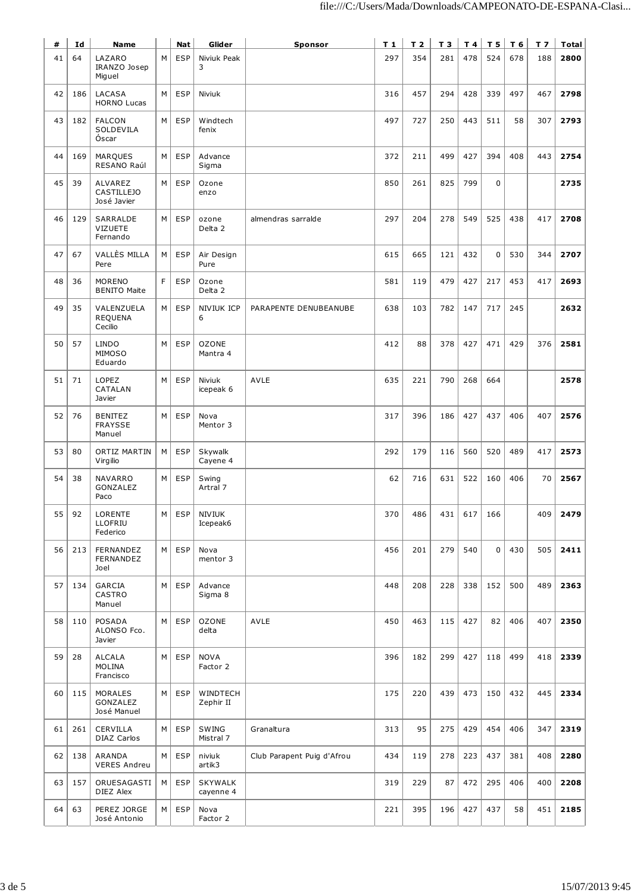| # | Id | Name | | Nat | Glider | Sponsor | T 1 | T 2 | T 3 | T 4 | T 5 | T 6 | T 7 | Total |
|---|---|---|---|---|---|---|---|---|---|---|---|---|---|---|
| 41 | 64 | LAZARO IRANZO Josep Miguel | M | ESP | Niviuk Peak 3 | | 297 | 354 | 281 | 478 | 524 | 678 | 188 | **2800** |
| 42 | 186 | LACASA HORNO Lucas | M | ESP | Niviuk | | 316 | 457 | 294 | 428 | 339 | 497 | 467 | **2798** |
| 43 | 182 | FALCON SOLDEVILA Óscar | M | ESP | Windtech fenix | | 497 | 727 | 250 | 443 | 511 | 58 | 307 | **2793** |
| 44 | 169 | MARQUES RESANO Raúl | M | ESP | Advance Sigma | | 372 | 211 | 499 | 427 | 394 | 408 | 443 | **2754** |
| 45 | 39 | ALVAREZ CASTILLEJO José Javier | M | ESP | Ozone enzo | | 850 | 261 | 825 | 799 | 0 | | | **2735** |
| 46 | 129 | SARRALDE VIZUETE Fernando | M | ESP | ozone Delta 2 | almendras sarralde | 297 | 204 | 278 | 549 | 525 | 438 | 417 | **2708** |
| 47 | 67 | VALLÈS MILLA Pere | M | ESP | Air Design Pure | | 615 | 665 | 121 | 432 | 0 | 530 | 344 | **2707** |
| 48 | 36 | MORENO BENITO Maite | F | ESP | Ozone Delta 2 | | 581 | 119 | 479 | 427 | 217 | 453 | 417 | **2693** |
| 49 | 35 | VALENZUELA REQUENA Cecilio | M | ESP | NIVIUK ICP 6 | PARAPENTE DENUBEANUBE | 638 | 103 | 782 | 147 | 717 | 245 | | **2632** |
| 50 | 57 | LINDO MIMOSO Eduardo | M | ESP | OZONE Mantra 4 | | 412 | 88 | 378 | 427 | 471 | 429 | 376 | **2581** |
| 51 | 71 | LOPEZ CATALAN Javier | M | ESP | Niviuk icepeak 6 | AVLE | 635 | 221 | 790 | 268 | 664 | | | **2578** |
| 52 | 76 | BENITEZ FRAYSSE Manuel | M | ESP | Nova Mentor 3 | | 317 | 396 | 186 | 427 | 437 | 406 | 407 | **2576** |
| 53 | 80 | ORTIZ MARTIN Virgilio | M | ESP | Skywalk Cayene 4 | | 292 | 179 | 116 | 560 | 520 | 489 | 417 | **2573** |
| 54 | 38 | NAVARRO GONZALEZ Paco | M | ESP | Swing Artral 7 | | 62 | 716 | 631 | 522 | 160 | 406 | 70 | **2567** |
| 55 | 92 | LORENTE LLOFRIU Federico | M | ESP | NIVIUK Icepeak6 | | 370 | 486 | 431 | 617 | 166 | | 409 | **2479** |
| 56 | 213 | FERNANDEZ FERNANDEZ Joel | M | ESP | Nova mentor 3 | | 456 | 201 | 279 | 540 | 0 | 430 | 505 | **2411** |
| 57 | 134 | GARCIA CASTRO Manuel | M | ESP | Advance Sigma 8 | | 448 | 208 | 228 | 338 | 152 | 500 | 489 | **2363** |
| 58 | 110 | POSADA ALONSO Fco. Javier | M | ESP | OZONE delta | AVLE | 450 | 463 | 115 | 427 | 82 | 406 | 407 | **2350** |
| 59 | 28 | ALCALA MOLINA Francisco | M | ESP | NOVA Factor 2 | | 396 | 182 | 299 | 427 | 118 | 499 | 418 | **2339** |
| 60 | 115 | MORALES GONZALEZ José Manuel | M | ESP | WINDTECH Zephir II | | 175 | 220 | 439 | 473 | 150 | 432 | 445 | **2334** |
| 61 | 261 | CERVILLA DIAZ Carlos | M | ESP | SWING Mistral 7 | Granaltura | 313 | 95 | 275 | 429 | 454 | 406 | 347 | **2319** |
| 62 | 138 | ARANDA VERES Andreu | M | ESP | niviuk artik3 | Club Parapent Puig d'Afrou | 434 | 119 | 278 | 223 | 437 | 381 | 408 | **2280** |
| 63 | 157 | ORUESAGASTI DIEZ Alex | M | ESP | SKYWALK cayenne 4 | | 319 | 229 | 87 | 472 | 295 | 406 | 400 | **2208** |
| 64 | 63 | PEREZ JORGE José Antonio | M | ESP | Nova Factor 2 | | 221 | 395 | 196 | 427 | 437 | 58 | 451 | **2185** |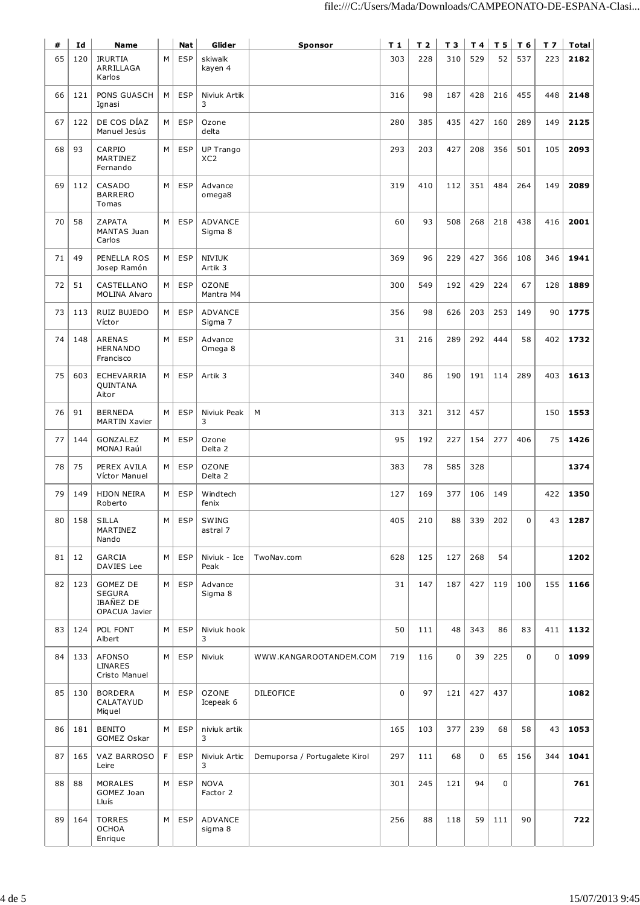| # | Id | Name | | Nat | Glider | Sponsor | T 1 | T 2 | T 3 | T 4 | T 5 | T 6 | T 7 | Total |
|---|---|---|---|---|---|---|---|---|---|---|---|---|---|---|
| 65 | 120 | IRURTIA ARRILLAGA Karlos | M | ESP | skiwalk kayen 4 | | 303 | 228 | 310 | 529 | 52 | 537 | 223 | **2182** |
| 66 | 121 | PONS GUASCH Ignasi | M | ESP | Niviuk Artik 3 | | 316 | 98 | 187 | 428 | 216 | 455 | 448 | **2148** |
| 67 | 122 | DE COS DÍAZ Manuel Jesús | M | ESP | Ozone delta | | 280 | 385 | 435 | 427 | 160 | 289 | 149 | **2125** |
| 68 | 93 | CARPIO MARTINEZ Fernando | M | ESP | UP Trango XC2 | | 293 | 203 | 427 | 208 | 356 | 501 | 105 | **2093** |
| 69 | 112 | CASADO BARRERO Tomas | M | ESP | Advance omega8 | | 319 | 410 | 112 | 351 | 484 | 264 | 149 | **2089** |
| 70 | 58 | ZAPATA MANTAS Juan Carlos | M | ESP | ADVANCE Sigma 8 | | 60 | 93 | 508 | 268 | 218 | 438 | 416 | **2001** |
| 71 | 49 | PENELLA ROS Josep Ramón | M | ESP | NIVIUK Artik 3 | | 369 | 96 | 229 | 427 | 366 | 108 | 346 | **1941** |
| 72 | 51 | CASTELLANO MOLINA Alvaro | M | ESP | OZONE Mantra M4 | | 300 | 549 | 192 | 429 | 224 | 67 | 128 | **1889** |
| 73 | 113 | RUIZ BUJEDO Víctor | M | ESP | ADVANCE Sigma 7 | | 356 | 98 | 626 | 203 | 253 | 149 | 90 | **1775** |
| 74 | 148 | ARENAS HERNANDO Francisco | M | ESP | Advance Omega 8 | | 31 | 216 | 289 | 292 | 444 | 58 | 402 | **1732** |
| 75 | 603 | ECHEVARRIA QUINTANA Aitor | M | ESP | Artik 3 | | 340 | 86 | 190 | 191 | 114 | 289 | 403 | **1613** |
| 76 | 91 | BERNEDA MARTIN Xavier | M | ESP | Niviuk Peak 3 | M | 313 | 321 | 312 | 457 | | | 150 | **1553** |
| 77 | 144 | GONZALEZ MONAJ Raúl | M | ESP | Ozone Delta 2 | | 95 | 192 | 227 | 154 | 277 | 406 | 75 | **1426** |
| 78 | 75 | PEREX AVILA Víctor Manuel | M | ESP | OZONE Delta 2 | | 383 | 78 | 585 | 328 | | | | **1374** |
| 79 | 149 | HIJON NEIRA Roberto | M | ESP | Windtech fenix | | 127 | 169 | 377 | 106 | 149 | | 422 | **1350** |
| 80 | 158 | SILLA MARTINEZ Nando | M | ESP | SWING astral 7 | | 405 | 210 | 88 | 339 | 202 | 0 | 43 | **1287** |
| 81 | 12 | GARCIA DAVIES Lee | M | ESP | Niviuk - Ice Peak | TwoNav.com | 628 | 125 | 127 | 268 | 54 | | | **1202** |
| 82 | 123 | GOMEZ DE SEGURA IBAÑEZ DE OPACUA Javier | M | ESP | Advance Sigma 8 | | 31 | 147 | 187 | 427 | 119 | 100 | 155 | **1166** |
| 83 | 124 | POL FONT Albert | M | ESP | Niviuk hook 3 | | 50 | 111 | 48 | 343 | 86 | 83 | 411 | **1132** |
| 84 | 133 | AFONSO LINARES Cristo Manuel | M | ESP | Niviuk | WWW.KANGAROOTANDEM.COM | 719 | 116 | 0 | 39 | 225 | 0 | 0 | **1099** |
| 85 | 130 | BORDERA CALATAYUD Miquel | M | ESP | OZONE Icepeak 6 | DILEOFICE | 0 | 97 | 121 | 427 | 437 | | | **1082** |
| 86 | 181 | BENITO GOMEZ Oskar | M | ESP | niviuk artik 3 | | 165 | 103 | 377 | 239 | 68 | 58 | 43 | **1053** |
| 87 | 165 | VAZ BARROSO Leire | F | ESP | Niviuk Artic 3 | Demuporsa / Portugalete Kirol | 297 | 111 | 68 | 0 | 65 | 156 | 344 | **1041** |
| 88 | 88 | MORALES GOMEZ Joan Lluís | M | ESP | NOVA Factor 2 | | 301 | 245 | 121 | 94 | 0 | | | **761** |
| 89 | 164 | TORRES OCHOA Enrique | M | ESP | ADVANCE sigma 8 | | 256 | 88 | 118 | 59 | 111 | 90 | | **722** |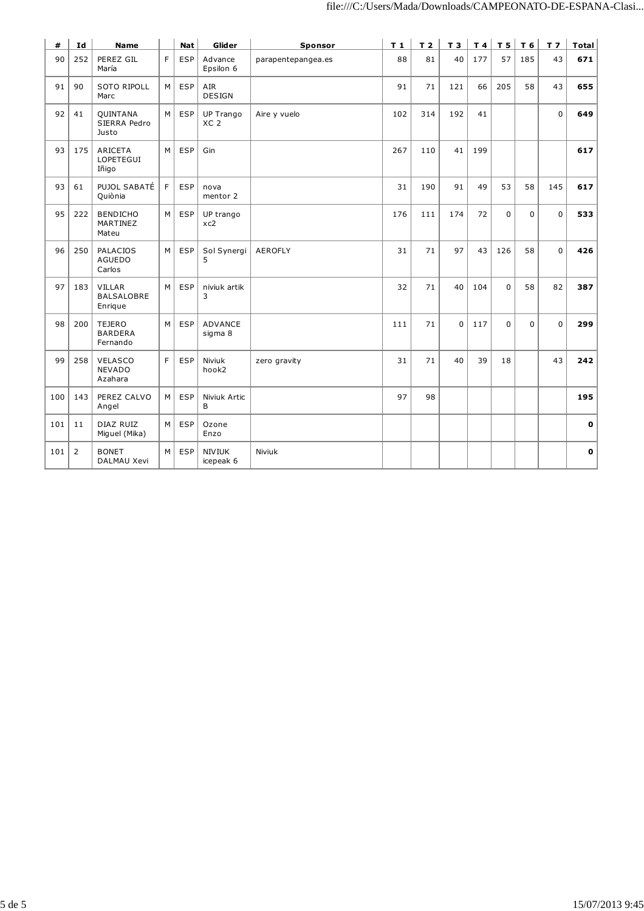| # | Id | Name | | Nat | Glider | Sponsor | T 1 | T 2 | T 3 | T 4 | T 5 | T 6 | T 7 | Total |
|---|---|---|---|---|---|---|---|---|---|---|---|---|---|---|
| 90 | 252 | PEREZ GIL María | F | ESP | Advance Epsilon 6 | parapentepangea.es | 88 | 81 | 40 | 177 | 57 | 185 | 43 | **671** |
| 91 | 90 | SOTO RIPOLL Marc | M | ESP | AIR DESIGN | | 91 | 71 | 121 | 66 | 205 | 58 | 43 | **655** |
| 92 | 41 | QUINTANA SIERRA Pedro Justo | M | ESP | UP Trango XC 2 | Aire y vuelo | 102 | 314 | 192 | 41 | | | 0 | **649** |
| 93 | 175 | ARICETA LOPETEGUI Iñigo | M | ESP | Gin | | 267 | 110 | 41 | 199 | | | | **617** |
| 93 | 61 | PUJOL SABATÉ Quiònia | F | ESP | nova mentor 2 | | 31 | 190 | 91 | 49 | 53 | 58 | 145 | **617** |
| 95 | 222 | BENDICHO MARTINEZ Mateu | M | ESP | UP trango xc2 | | 176 | 111 | 174 | 72 | 0 | 0 | 0 | **533** |
| 96 | 250 | PALACIOS AGUEDO Carlos | M | ESP | Sol Synergi 5 | AEROFLY | 31 | 71 | 97 | 43 | 126 | 58 | 0 | **426** |
| 97 | 183 | VILLAR BALSALOBRE Enrique | M | ESP | niviuk artik 3 | | 32 | 71 | 40 | 104 | 0 | 58 | 82 | **387** |
| 98 | 200 | TEJERO BARDERA Fernando | M | ESP | ADVANCE sigma 8 | | 111 | 71 | 0 | 117 | 0 | 0 | 0 | **299** |
| 99 | 258 | VELASCO NEVADO Azahara | F | ESP | Niviuk hook2 | zero gravity | 31 | 71 | 40 | 39 | 18 | | 43 | **242** |
| 100 | 143 | PEREZ CALVO Angel | M | ESP | Niviuk Artic B | | 97 | 98 | | | | | | **195** |
| 101 | 11 | DIAZ RUIZ Miguel (Mika) | M | ESP | Ozone Enzo | | | | | | | | | **0** |
| 101 | 2 | BONET DALMAU Xevi | M | ESP | NIVIUK icepeak 6 | Niviuk | | | | | | | | **0** |